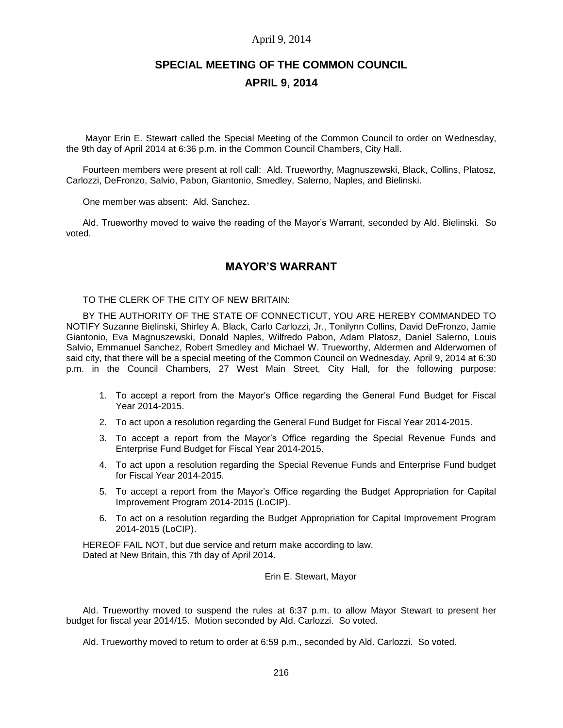# SPECIAL MEETING OF THE COMMON COUNCIL

# APRIL 9, 2014

Mayor Erin E. Stewart called the Special Meeting of the Common Council to order on Wednesday, the 9th day of April 2014 at 6:36 p.m. in the Common Council Chambers, City Hall.

Fourteen members were present at roll call: Ald. Trueworthy, Magnuszewski, Black, Collins, Platosz, Carlozzi, DeFronzo, Salvio, Pabon, Giantonio, Smedley, Salerno, Naples, and Bielinski.

One member was absent: Ald. Sanchez.

Ald. Trueworthy moved to waive the reading of the Mayor's Warrant, seconded by Ald. Bielinski. So voted.

## MAYOR'S WARRANT

TO THE CLERK OF THE CITY OF NEW BRITAIN:

BY THE AUTHORITY OF THE STATE OF CONNECTICUT, YOU ARE HEREBY COMMANDED TO NOTIFY Suzanne Bielinski, Shirley A. Black, Carlo Carlozzi, Jr., Tonilynn Collins, David DeFronzo, Jamie Giantonio, Eva Magnuszewski, Donald Naples, Wilfredo Pabon, Adam Platosz, Daniel Salerno, Louis Salvio, Emmanuel Sanchez, Robert Smedley and Michael W. Trueworthy, Aldermen and Alderwomen of said city, that there will be a special meeting of the Common Council on Wednesday, April 9, 2014 at 6:30 p.m. in the Council Chambers, 27 West Main Street, City Hall, for the following purpose:

1. To accept a report from the Mayor's Office regarding the General Fund Budget for Fiscal Year 2014-2015.
2. To act upon a resolution regarding the General Fund Budget for Fiscal Year 2014-2015.
3. To accept a report from the Mayor's Office regarding the Special Revenue Funds and Enterprise Fund Budget for Fiscal Year 2014-2015.
4. To act upon a resolution regarding the Special Revenue Funds and Enterprise Fund budget for Fiscal Year 2014-2015.
5. To accept a report from the Mayor's Office regarding the Budget Appropriation for Capital Improvement Program 2014-2015 (LoCIP).
6. To act on a resolution regarding the Budget Appropriation for Capital Improvement Program 2014-2015 (LoCIP).

HEREOF FAIL NOT, but due service and return make according to law.
Dated at New Britain, this 7th day of April 2014.

Erin E. Stewart, Mayor

Ald. Trueworthy moved to suspend the rules at 6:37 p.m. to allow Mayor Stewart to present her budget for fiscal year 2014/15. Motion seconded by Ald. Carlozzi. So voted.

Ald. Trueworthy moved to return to order at 6:59 p.m., seconded by Ald. Carlozzi. So voted.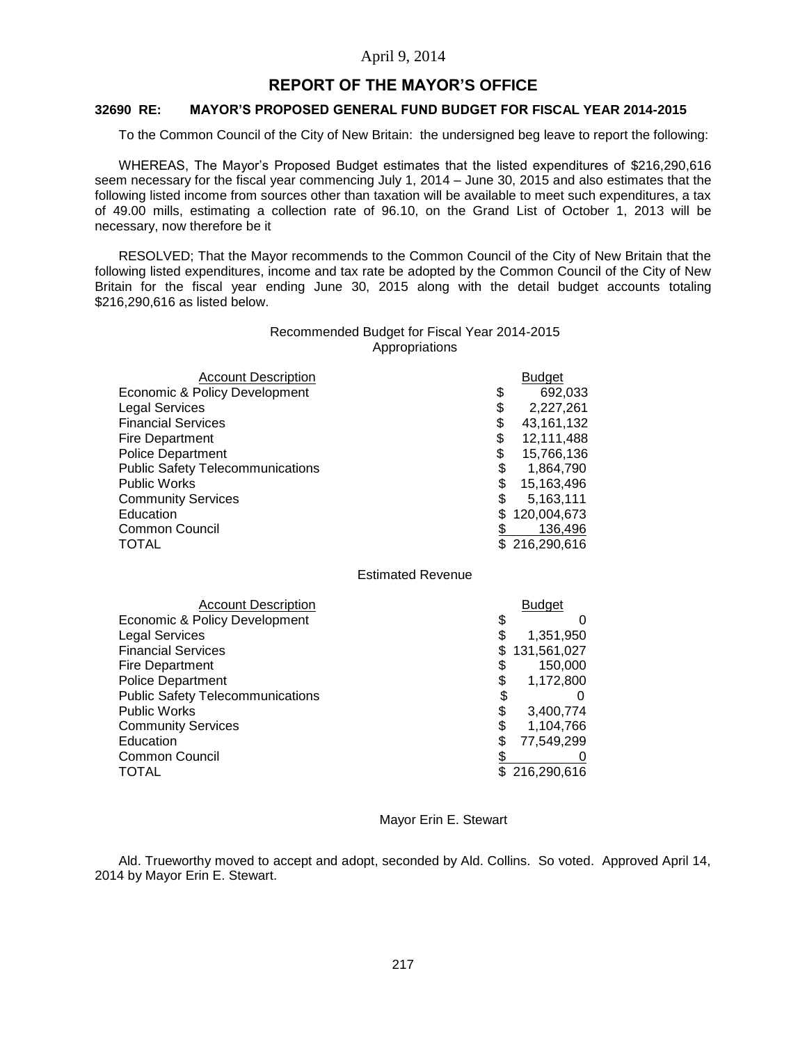April 9, 2014

## REPORT OF THE MAYOR'S OFFICE

### 32690 RE: MAYOR'S PROPOSED GENERAL FUND BUDGET FOR FISCAL YEAR 2014-2015

To the Common Council of the City of New Britain: the undersigned beg leave to report the following:

WHEREAS, The Mayor's Proposed Budget estimates that the listed expenditures of $216,290,616 seem necessary for the fiscal year commencing July 1, 2014 – June 30, 2015 and also estimates that the following listed income from sources other than taxation will be available to meet such expenditures, a tax of 49.00 mills, estimating a collection rate of 96.10, on the Grand List of October 1, 2013 will be necessary, now therefore be it

RESOLVED; That the Mayor recommends to the Common Council of the City of New Britain that the following listed expenditures, income and tax rate be adopted by the Common Council of the City of New Britain for the fiscal year ending June 30, 2015 along with the detail budget accounts totaling $216,290,616 as listed below.

Recommended Budget for Fiscal Year 2014-2015
Appropriations

| Account Description | Budget |
|---|---|
| Economic & Policy Development | $ 692,033 |
| Legal Services | $ 2,227,261 |
| Financial Services | $ 43,161,132 |
| Fire Department | $ 12,111,488 |
| Police Department | $ 15,766,136 |
| Public Safety Telecommunications | $ 1,864,790 |
| Public Works | $ 15,163,496 |
| Community Services | $ 5,163,111 |
| Education | $ 120,004,673 |
| Common Council | $ 136,496 |
| TOTAL | $ 216,290,616 |

Estimated Revenue

| Account Description | Budget |
|---|---|
| Economic & Policy Development | $ 0 |
| Legal Services | $ 1,351,950 |
| Financial Services | $ 131,561,027 |
| Fire Department | $ 150,000 |
| Police Department | $ 1,172,800 |
| Public Safety Telecommunications | $ 0 |
| Public Works | $ 3,400,774 |
| Community Services | $ 1,104,766 |
| Education | $ 77,549,299 |
| Common Council | $ 0 |
| TOTAL | $ 216,290,616 |

Mayor Erin E. Stewart

Ald. Trueworthy moved to accept and adopt, seconded by Ald. Collins. So voted. Approved April 14, 2014 by Mayor Erin E. Stewart.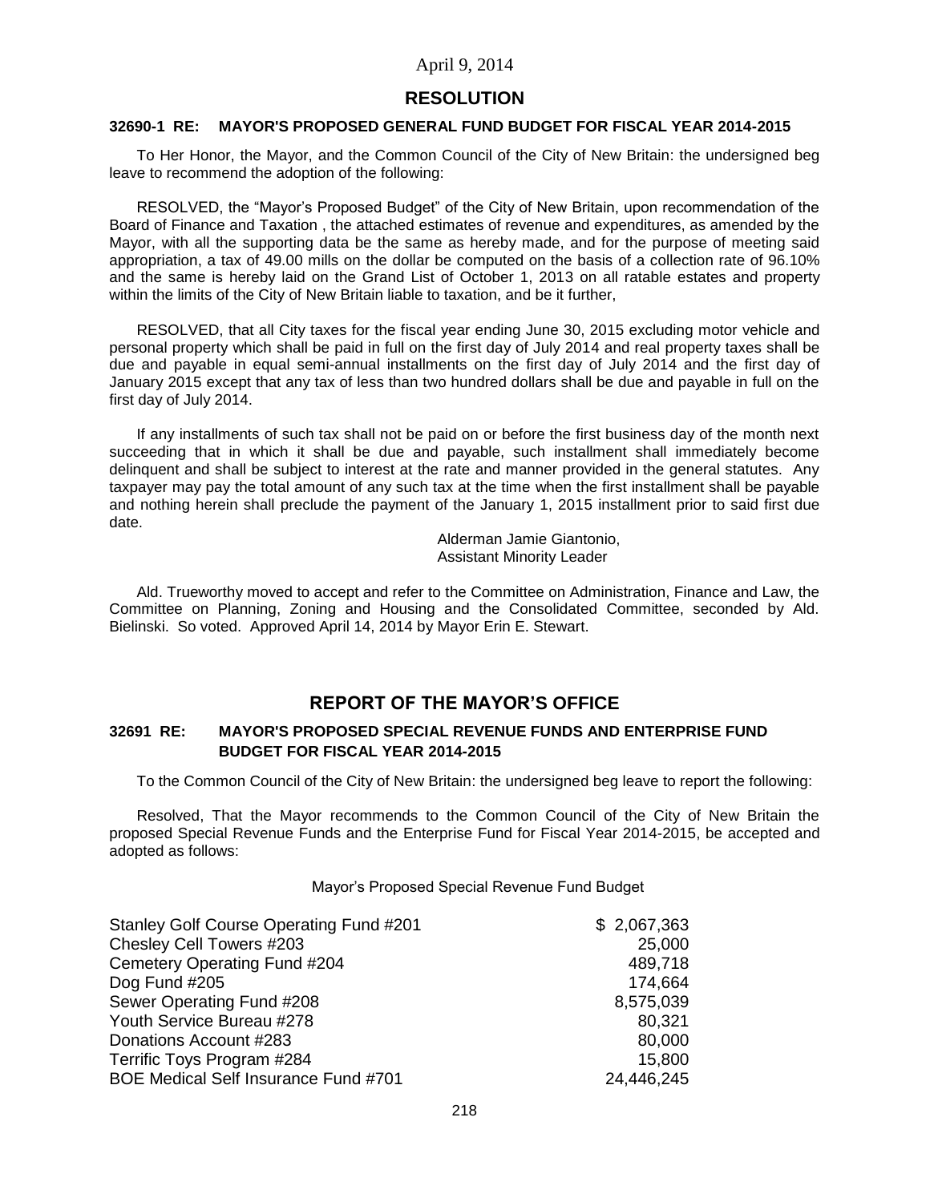April 9, 2014

## RESOLUTION

**32690-1 RE: MAYOR'S PROPOSED GENERAL FUND BUDGET FOR FISCAL YEAR 2014-2015**

To Her Honor, the Mayor, and the Common Council of the City of New Britain: the undersigned beg leave to recommend the adoption of the following:

RESOLVED, the "Mayor's Proposed Budget" of the City of New Britain, upon recommendation of the Board of Finance and Taxation , the attached estimates of revenue and expenditures, as amended by the Mayor, with all the supporting data be the same as hereby made, and for the purpose of meeting said appropriation, a tax of 49.00 mills on the dollar be computed on the basis of a collection rate of 96.10% and the same is hereby laid on the Grand List of October 1, 2013 on all ratable estates and property within the limits of the City of New Britain liable to taxation, and be it further,

RESOLVED, that all City taxes for the fiscal year ending June 30, 2015 excluding motor vehicle and personal property which shall be paid in full on the first day of July 2014 and real property taxes shall be due and payable in equal semi-annual installments on the first day of July 2014 and the first day of January 2015 except that any tax of less than two hundred dollars shall be due and payable in full on the first day of July 2014.

If any installments of such tax shall not be paid on or before the first business day of the month next succeeding that in which it shall be due and payable, such installment shall immediately become delinquent and shall be subject to interest at the rate and manner provided in the general statutes. Any taxpayer may pay the total amount of any such tax at the time when the first installment shall be payable and nothing herein shall preclude the payment of the January 1, 2015 installment prior to said first due date.

Alderman Jamie Giantonio,
Assistant Minority Leader

Ald. Trueworthy moved to accept and refer to the Committee on Administration, Finance and Law, the Committee on Planning, Zoning and Housing and the Consolidated Committee, seconded by Ald. Bielinski. So voted. Approved April 14, 2014 by Mayor Erin E. Stewart.

## REPORT OF THE MAYOR'S OFFICE

**32691 RE: MAYOR'S PROPOSED SPECIAL REVENUE FUNDS AND ENTERPRISE FUND BUDGET FOR FISCAL YEAR 2014-2015**

To the Common Council of the City of New Britain: the undersigned beg leave to report the following:

Resolved, That the Mayor recommends to the Common Council of the City of New Britain the proposed Special Revenue Funds and the Enterprise Fund for Fiscal Year 2014-2015, be accepted and adopted as follows:

Mayor's Proposed Special Revenue Fund Budget

| | |
|---|---|
| Stanley Golf Course Operating Fund #201 | $ 2,067,363 |
| Chesley Cell Towers #203 | 25,000 |
| Cemetery Operating Fund #204 | 489,718 |
| Dog Fund #205 | 174,664 |
| Sewer Operating Fund #208 | 8,575,039 |
| Youth Service Bureau #278 | 80,321 |
| Donations Account #283 | 80,000 |
| Terrific Toys Program #284 | 15,800 |
| BOE Medical Self Insurance Fund #701 | 24,446,245 |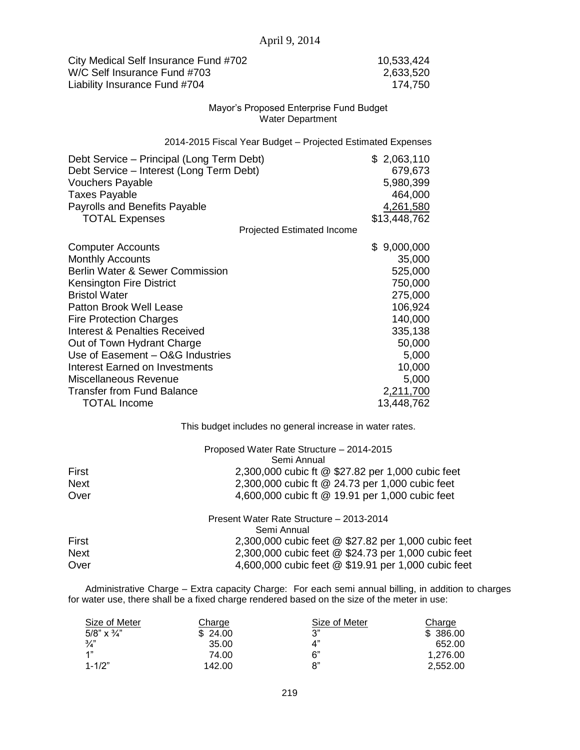| | |
|---|---|
| City Medical Self Insurance Fund #702 | 10,533,424 |
| W/C Self Insurance Fund #703 | 2,633,520 |
| Liability Insurance Fund #704 | 174,750 |

Mayor's Proposed Enterprise Fund Budget
Water Department

2014-2015 Fiscal Year Budget – Projected Estimated Expenses

| | |
|---|---|
| Debt Service – Principal (Long Term Debt) | \$ 2,063,110 |
| Debt Service – Interest (Long Term Debt) | 679,673 |
| Vouchers Payable | 5,980,399 |
| Taxes Payable | 464,000 |
| Payrolls and Benefits Payable | 4,261,580 |
| TOTAL Expenses | \$13,448,762 |

Projected Estimated Income

| | |
|---|---|
| Computer Accounts | \$ 9,000,000 |
| Monthly Accounts | 35,000 |
| Berlin Water & Sewer Commission | 525,000 |
| Kensington Fire District | 750,000 |
| Bristol Water | 275,000 |
| Patton Brook Well Lease | 106,924 |
| Fire Protection Charges | 140,000 |
| Interest & Penalties Received | 335,138 |
| Out of Town Hydrant Charge | 50,000 |
| Use of Easement – O&G Industries | 5,000 |
| Interest Earned on Investments | 10,000 |
| Miscellaneous Revenue | 5,000 |
| Transfer from Fund Balance | 2,211,700 |
| TOTAL Income | 13,448,762 |

This budget includes no general increase in water rates.

Proposed Water Rate Structure – 2014-2015
Semi Annual

| | |
|---|---|
| First | 2,300,000 cubic ft @ \$27.82 per 1,000 cubic feet |
| Next | 2,300,000 cubic ft @ 24.73 per 1,000 cubic feet |
| Over | 4,600,000 cubic ft @ 19.91 per 1,000 cubic feet |

Present Water Rate Structure – 2013-2014
Semi Annual

| | |
|---|---|
| First | 2,300,000 cubic feet @ \$27.82 per 1,000 cubic feet |
| Next | 2,300,000 cubic feet @ \$24.73 per 1,000 cubic feet |
| Over | 4,600,000 cubic feet @ \$19.91 per 1,000 cubic feet |

Administrative Charge – Extra capacity Charge: For each semi annual billing, in addition to charges for water use, there shall be a fixed charge rendered based on the size of the meter in use:

| Size of Meter | Charge | Size of Meter | Charge |
|---|---|---|---|
| 5/8" x ¾" | \$ 24.00 | 3" | \$ 386.00 |
| ¾" | 35.00 | 4" | 652.00 |
| 1" | 74.00 | 6" | 1,276.00 |
| 1-1/2" | 142.00 | 8" | 2,552.00 |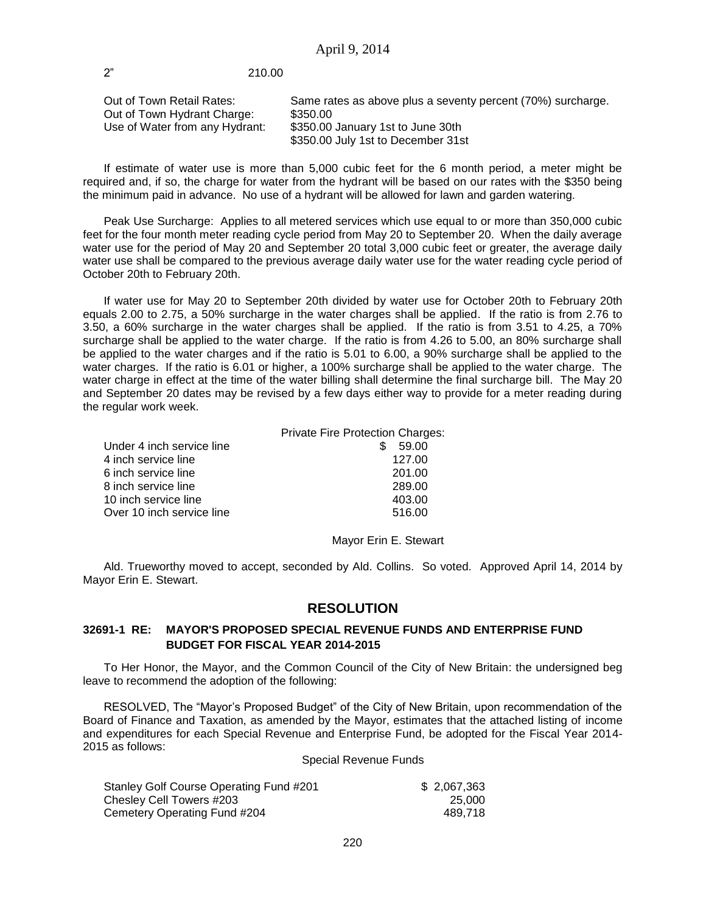| | |
|---|---|
| 2" | 210.00 |

| | |
|---|---|
| Out of Town Retail Rates: | Same rates as above plus a seventy percent (70%) surcharge. |
| Out of Town Hydrant Charge: | $350.00 |
| Use of Water from any Hydrant: | $350.00 January 1st to June 30th<br>$350.00 July 1st to December 31st |

If estimate of water use is more than 5,000 cubic feet for the 6 month period, a meter might be required and, if so, the charge for water from the hydrant will be based on our rates with the $350 being the minimum paid in advance. No use of a hydrant will be allowed for lawn and garden watering.

Peak Use Surcharge: Applies to all metered services which use equal to or more than 350,000 cubic feet for the four month meter reading cycle period from May 20 to September 20. When the daily average water use for the period of May 20 and September 20 total 3,000 cubic feet or greater, the average daily water use shall be compared to the previous average daily water use for the water reading cycle period of October 20th to February 20th.

If water use for May 20 to September 20th divided by water use for October 20th to February 20th equals 2.00 to 2.75, a 50% surcharge in the water charges shall be applied. If the ratio is from 2.76 to 3.50, a 60% surcharge in the water charges shall be applied. If the ratio is from 3.51 to 4.25, a 70% surcharge shall be applied to the water charge. If the ratio is from 4.26 to 5.00, an 80% surcharge shall be applied to the water charges and if the ratio is 5.01 to 6.00, a 90% surcharge shall be applied to the water charges. If the ratio is 6.01 or higher, a 100% surcharge shall be applied to the water charge. The water charge in effect at the time of the water billing shall determine the final surcharge bill. The May 20 and September 20 dates may be revised by a few days either way to provide for a meter reading during the regular work week.

| | Private Fire Protection Charges: |
|---|---|
| Under 4 inch service line | $ 59.00 |
| 4 inch service line | 127.00 |
| 6 inch service line | 201.00 |
| 8 inch service line | 289.00 |
| 10 inch service line | 403.00 |
| Over 10 inch service line | 516.00 |

Mayor Erin E. Stewart

Ald. Trueworthy moved to accept, seconded by Ald. Collins. So voted. Approved April 14, 2014 by Mayor Erin E. Stewart.

## RESOLUTION

### 32691-1 RE: MAYOR'S PROPOSED SPECIAL REVENUE FUNDS AND ENTERPRISE FUND BUDGET FOR FISCAL YEAR 2014-2015

To Her Honor, the Mayor, and the Common Council of the City of New Britain: the undersigned beg leave to recommend the adoption of the following:

RESOLVED, The "Mayor's Proposed Budget" of the City of New Britain, upon recommendation of the Board of Finance and Taxation, as amended by the Mayor, estimates that the attached listing of income and expenditures for each Special Revenue and Enterprise Fund, be adopted for the Fiscal Year 2014-2015 as follows:

Special Revenue Funds

| | |
|---|---|
| Stanley Golf Course Operating Fund #201 | $ 2,067,363 |
| Chesley Cell Towers #203 | 25,000 |
| Cemetery Operating Fund #204 | 489,718 |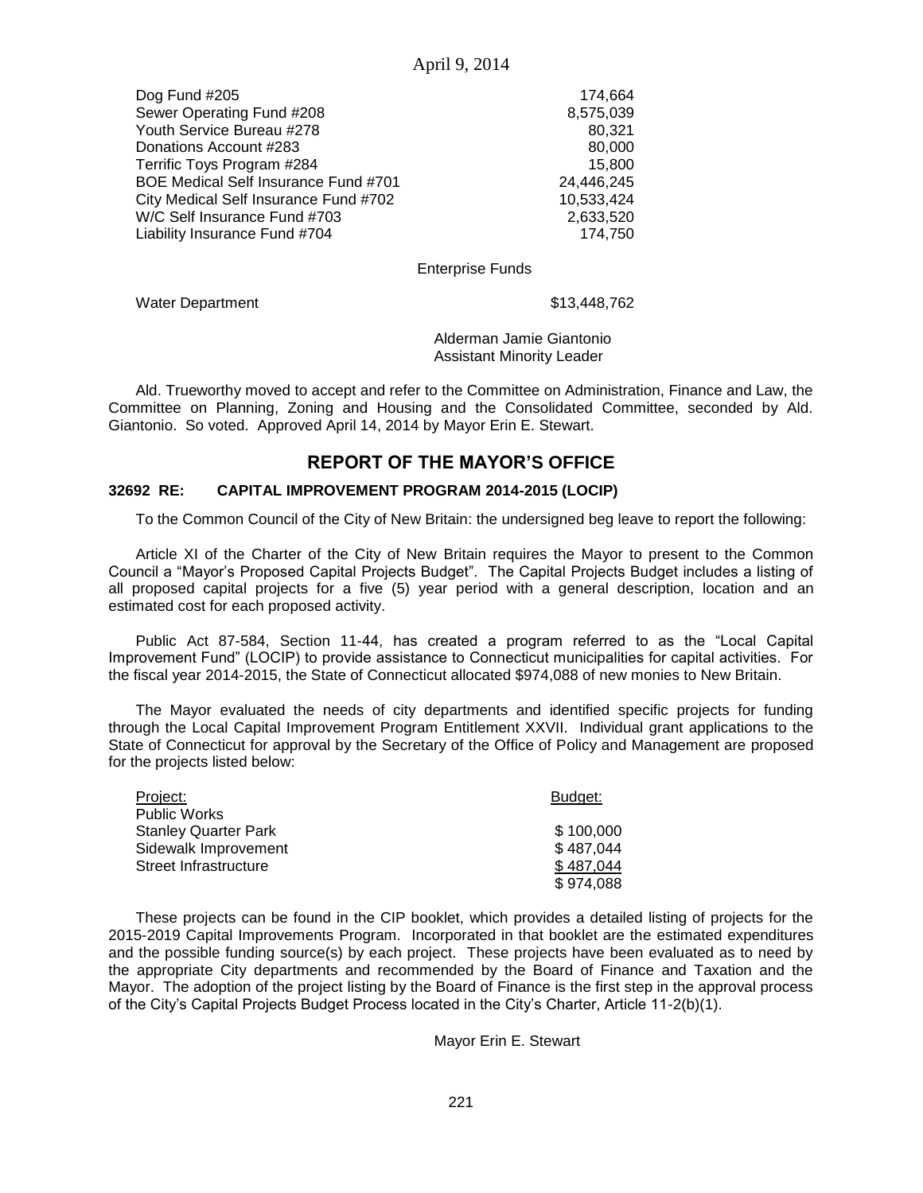| | |
|---|---|
| Dog Fund #205 | 174,664 |
| Sewer Operating Fund #208 | 8,575,039 |
| Youth Service Bureau #278 | 80,321 |
| Donations Account #283 | 80,000 |
| Terrific Toys Program #284 | 15,800 |
| BOE Medical Self Insurance Fund #701 | 24,446,245 |
| City Medical Self Insurance Fund #702 | 10,533,424 |
| W/C Self Insurance Fund #703 | 2,633,520 |
| Liability Insurance Fund #704 | 174,750 |

Enterprise Funds

| | |
|---|---|
| Water Department | $13,448,762 |

Alderman Jamie Giantonio
Assistant Minority Leader

Ald. Trueworthy moved to accept and refer to the Committee on Administration, Finance and Law, the Committee on Planning, Zoning and Housing and the Consolidated Committee, seconded by Ald. Giantonio. So voted. Approved April 14, 2014 by Mayor Erin E. Stewart.

## REPORT OF THE MAYOR'S OFFICE

### 32692 RE: CAPITAL IMPROVEMENT PROGRAM 2014-2015 (LOCIP)

To the Common Council of the City of New Britain: the undersigned beg leave to report the following:

Article XI of the Charter of the City of New Britain requires the Mayor to present to the Common Council a "Mayor's Proposed Capital Projects Budget". The Capital Projects Budget includes a listing of all proposed capital projects for a five (5) year period with a general description, location and an estimated cost for each proposed activity.

Public Act 87-584, Section 11-44, has created a program referred to as the "Local Capital Improvement Fund" (LOCIP) to provide assistance to Connecticut municipalities for capital activities. For the fiscal year 2014-2015, the State of Connecticut allocated $974,088 of new monies to New Britain.

The Mayor evaluated the needs of city departments and identified specific projects for funding through the Local Capital Improvement Program Entitlement XXVII. Individual grant applications to the State of Connecticut for approval by the Secretary of the Office of Policy and Management are proposed for the projects listed below:

| Project: | Budget: |
|---|---|
| Public Works | |
| Stanley Quarter Park | $ 100,000 |
| Sidewalk Improvement | $ 487,044 |
| Street Infrastructure | $ 487,044 |
| | $ 974,088 |

These projects can be found in the CIP booklet, which provides a detailed listing of projects for the 2015-2019 Capital Improvements Program. Incorporated in that booklet are the estimated expenditures and the possible funding source(s) by each project. These projects have been evaluated as to need by the appropriate City departments and recommended by the Board of Finance and Taxation and the Mayor. The adoption of the project listing by the Board of Finance is the first step in the approval process of the City's Capital Projects Budget Process located in the City's Charter, Article 11-2(b)(1).

Mayor Erin E. Stewart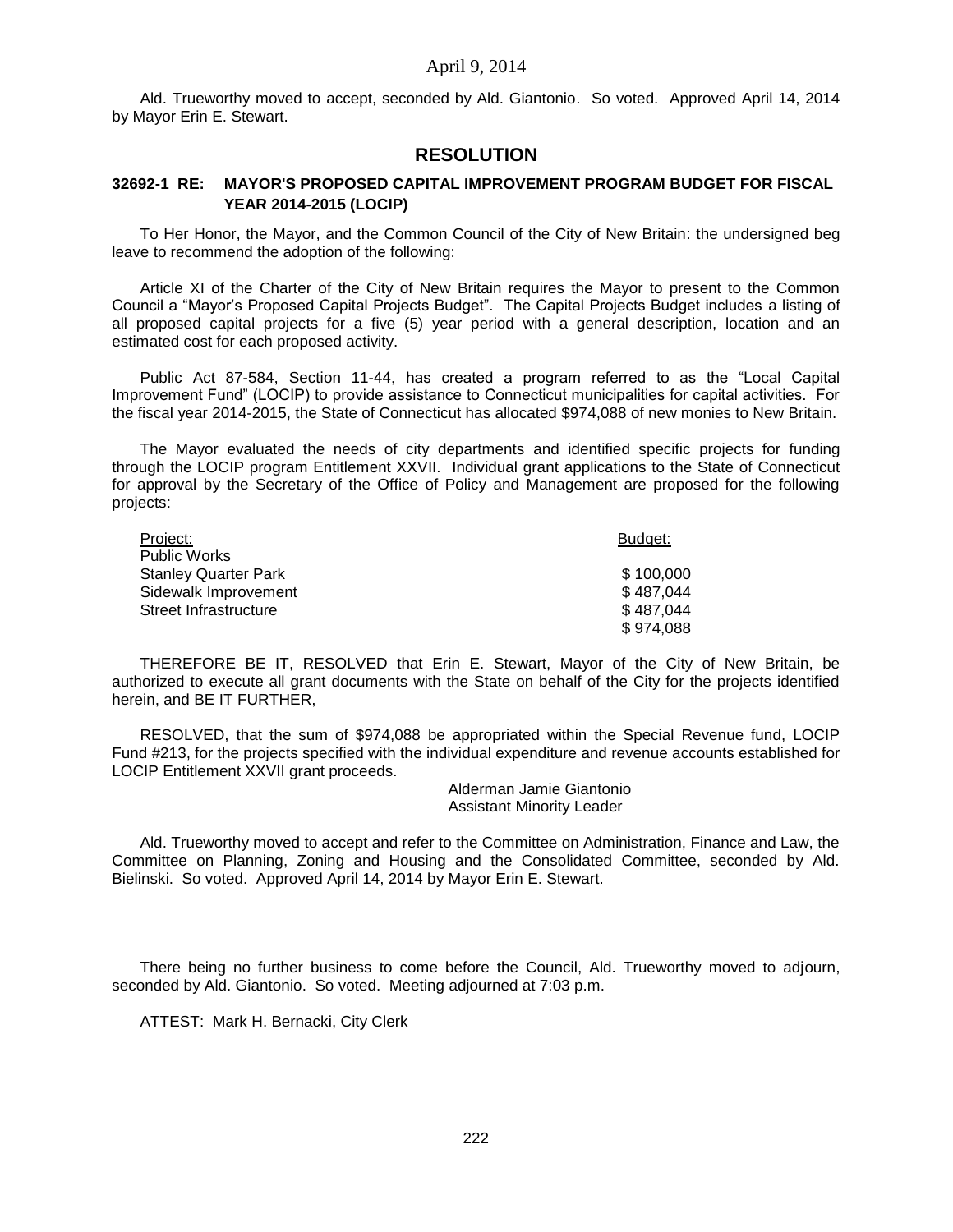Ald. Trueworthy moved to accept, seconded by Ald. Giantonio. So voted. Approved April 14, 2014 by Mayor Erin E. Stewart.

## RESOLUTION

**32692-1 RE: MAYOR'S PROPOSED CAPITAL IMPROVEMENT PROGRAM BUDGET FOR FISCAL YEAR 2014-2015 (LOCIP)**

To Her Honor, the Mayor, and the Common Council of the City of New Britain: the undersigned beg leave to recommend the adoption of the following:

Article XI of the Charter of the City of New Britain requires the Mayor to present to the Common Council a "Mayor's Proposed Capital Projects Budget". The Capital Projects Budget includes a listing of all proposed capital projects for a five (5) year period with a general description, location and an estimated cost for each proposed activity.

Public Act 87-584, Section 11-44, has created a program referred to as the "Local Capital Improvement Fund" (LOCIP) to provide assistance to Connecticut municipalities for capital activities. For the fiscal year 2014-2015, the State of Connecticut has allocated $974,088 of new monies to New Britain.

The Mayor evaluated the needs of city departments and identified specific projects for funding through the LOCIP program Entitlement XXVII. Individual grant applications to the State of Connecticut for approval by the Secretary of the Office of Policy and Management are proposed for the following projects:

| Project: | Budget: |
|---|---|
| Public Works | |
| Stanley Quarter Park | $ 100,000 |
| Sidewalk Improvement | $ 487,044 |
| Street Infrastructure | $ 487,044 |
| | $ 974,088 |

THEREFORE BE IT, RESOLVED that Erin E. Stewart, Mayor of the City of New Britain, be authorized to execute all grant documents with the State on behalf of the City for the projects identified herein, and BE IT FURTHER,

RESOLVED, that the sum of $974,088 be appropriated within the Special Revenue fund, LOCIP Fund #213, for the projects specified with the individual expenditure and revenue accounts established for LOCIP Entitlement XXVII grant proceeds.

Alderman Jamie Giantonio
Assistant Minority Leader

Ald. Trueworthy moved to accept and refer to the Committee on Administration, Finance and Law, the Committee on Planning, Zoning and Housing and the Consolidated Committee, seconded by Ald. Bielinski. So voted. Approved April 14, 2014 by Mayor Erin E. Stewart.

There being no further business to come before the Council, Ald. Trueworthy moved to adjourn, seconded by Ald. Giantonio. So voted. Meeting adjourned at 7:03 p.m.

ATTEST: Mark H. Bernacki, City Clerk